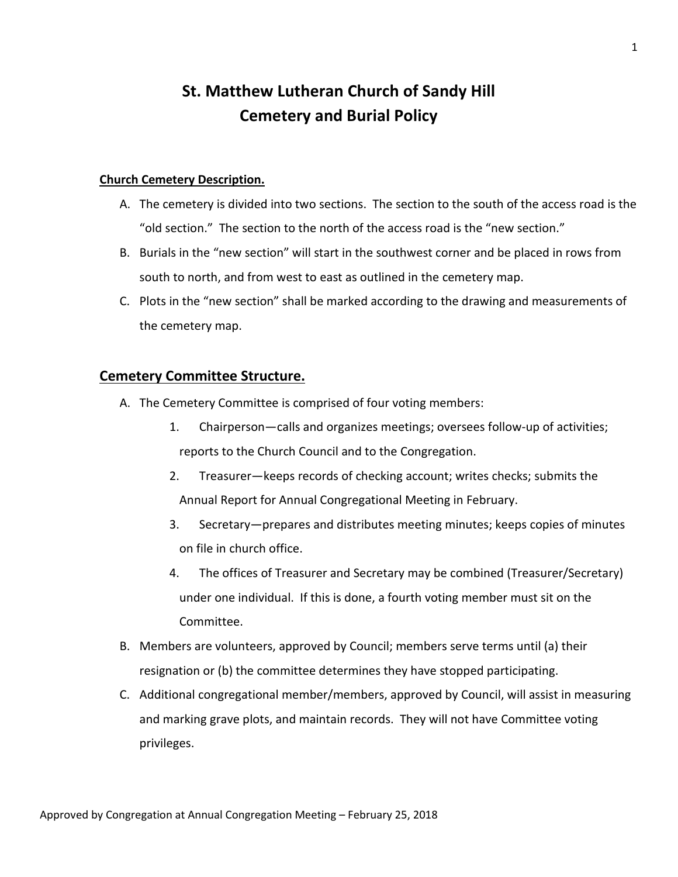# St. Matthew Lutheran Church of Sandy Hill
# Cemetery and Burial Policy

**Church Cemetery Description.**

A. The cemetery is divided into two sections. The section to the south of the access road is the "old section." The section to the north of the access road is the "new section."

B. Burials in the "new section" will start in the southwest corner and be placed in rows from south to north, and from west to east as outlined in the cemetery map.

C. Plots in the "new section" shall be marked according to the drawing and measurements of the cemetery map.

## Cemetery Committee Structure.

A. The Cemetery Committee is comprised of four voting members:

1. Chairperson—calls and organizes meetings; oversees follow-up of activities; reports to the Church Council and to the Congregation.
2. Treasurer—keeps records of checking account; writes checks; submits the Annual Report for Annual Congregational Meeting in February.
3. Secretary—prepares and distributes meeting minutes; keeps copies of minutes on file in church office.
4. The offices of Treasurer and Secretary may be combined (Treasurer/Secretary) under one individual. If this is done, a fourth voting member must sit on the Committee.

B. Members are volunteers, approved by Council; members serve terms until (a) their resignation or (b) the committee determines they have stopped participating.

C. Additional congregational member/members, approved by Council, will assist in measuring and marking grave plots, and maintain records. They will not have Committee voting privileges.

Approved by Congregation at Annual Congregation Meeting – February 25, 2018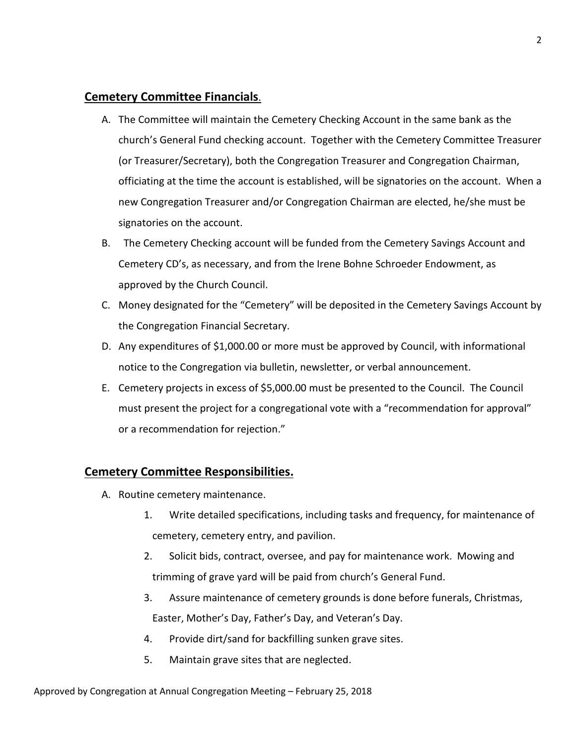## Cemetery Committee Financials.

A. The Committee will maintain the Cemetery Checking Account in the same bank as the church's General Fund checking account. Together with the Cemetery Committee Treasurer (or Treasurer/Secretary), both the Congregation Treasurer and Congregation Chairman, officiating at the time the account is established, will be signatories on the account. When a new Congregation Treasurer and/or Congregation Chairman are elected, he/she must be signatories on the account.

B. The Cemetery Checking account will be funded from the Cemetery Savings Account and Cemetery CD's, as necessary, and from the Irene Bohne Schroeder Endowment, as approved by the Church Council.

C. Money designated for the "Cemetery" will be deposited in the Cemetery Savings Account by the Congregation Financial Secretary.

D. Any expenditures of $1,000.00 or more must be approved by Council, with informational notice to the Congregation via bulletin, newsletter, or verbal announcement.

E. Cemetery projects in excess of $5,000.00 must be presented to the Council. The Council must present the project for a congregational vote with a "recommendation for approval" or a recommendation for rejection."

## Cemetery Committee Responsibilities.

A. Routine cemetery maintenance.

1. Write detailed specifications, including tasks and frequency, for maintenance of cemetery, cemetery entry, and pavilion.
2. Solicit bids, contract, oversee, and pay for maintenance work. Mowing and trimming of grave yard will be paid from church's General Fund.
3. Assure maintenance of cemetery grounds is done before funerals, Christmas, Easter, Mother's Day, Father's Day, and Veteran's Day.
4. Provide dirt/sand for backfilling sunken grave sites.
5. Maintain grave sites that are neglected.

Approved by Congregation at Annual Congregation Meeting – February 25, 2018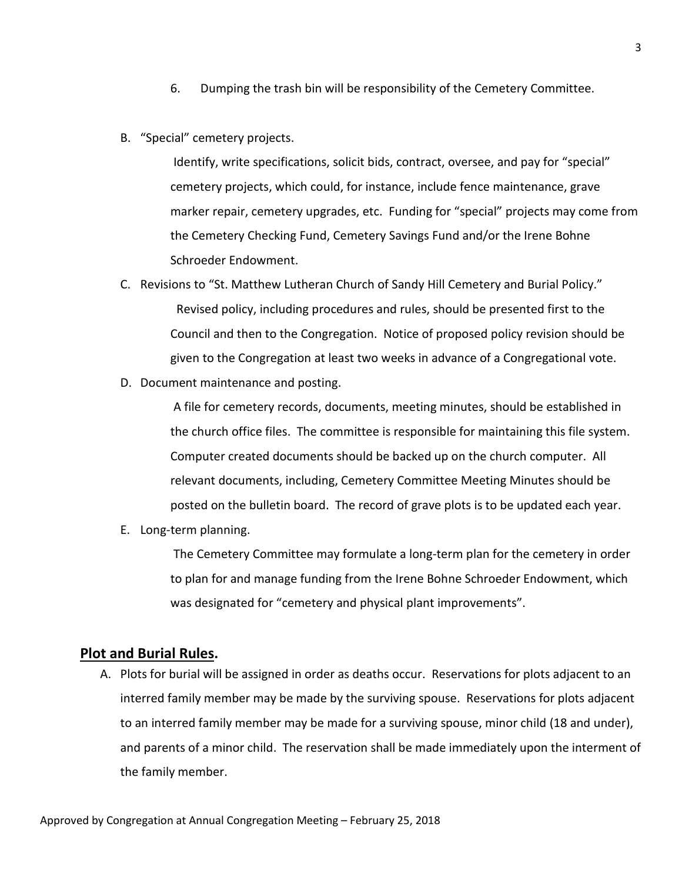6. Dumping the trash bin will be responsibility of the Cemetery Committee.

B. "Special" cemetery projects.

   Identify, write specifications, solicit bids, contract, oversee, and pay for "special" cemetery projects, which could, for instance, include fence maintenance, grave marker repair, cemetery upgrades, etc. Funding for "special" projects may come from the Cemetery Checking Fund, Cemetery Savings Fund and/or the Irene Bohne Schroeder Endowment.

C. Revisions to "St. Matthew Lutheran Church of Sandy Hill Cemetery and Burial Policy."

   Revised policy, including procedures and rules, should be presented first to the Council and then to the Congregation. Notice of proposed policy revision should be given to the Congregation at least two weeks in advance of a Congregational vote.

D. Document maintenance and posting.

   A file for cemetery records, documents, meeting minutes, should be established in the church office files. The committee is responsible for maintaining this file system. Computer created documents should be backed up on the church computer. All relevant documents, including, Cemetery Committee Meeting Minutes should be posted on the bulletin board. The record of grave plots is to be updated each year.

E. Long-term planning.

   The Cemetery Committee may formulate a long-term plan for the cemetery in order to plan for and manage funding from the Irene Bohne Schroeder Endowment, which was designated for "cemetery and physical plant improvements".

## **Plot and Burial Rules.**

A. Plots for burial will be assigned in order as deaths occur. Reservations for plots adjacent to an interred family member may be made by the surviving spouse. Reservations for plots adjacent to an interred family member may be made for a surviving spouse, minor child (18 and under), and parents of a minor child. The reservation shall be made immediately upon the interment of the family member.

Approved by Congregation at Annual Congregation Meeting – February 25, 2018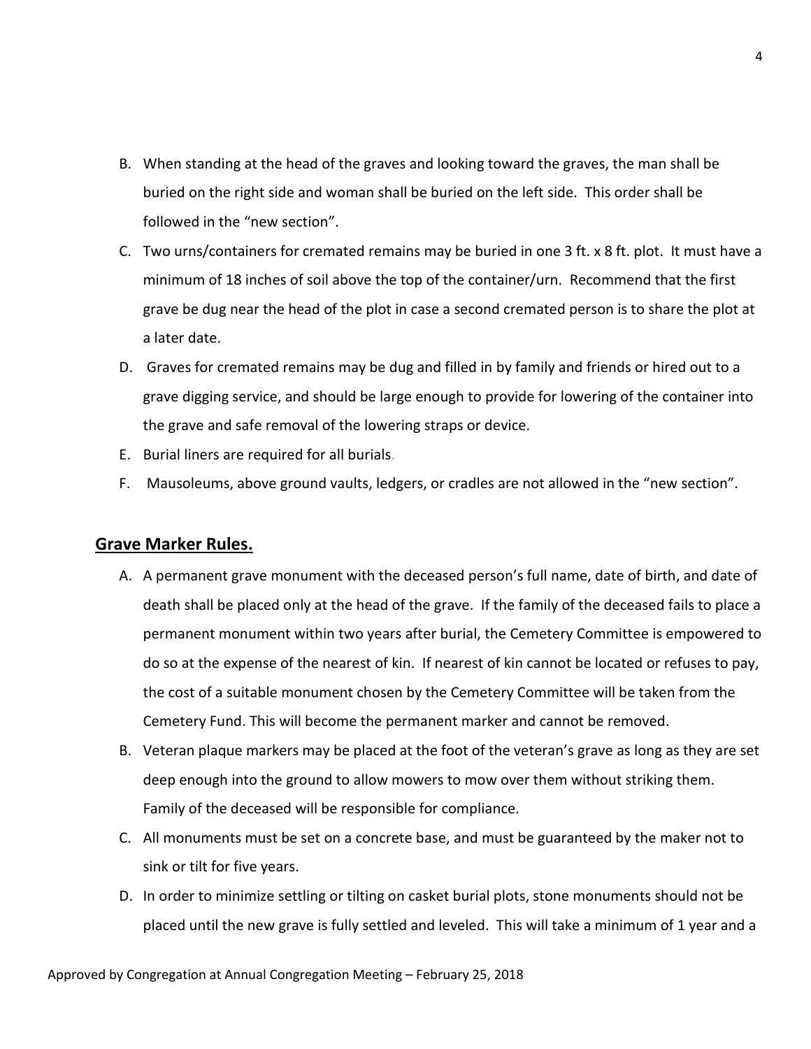B. When standing at the head of the graves and looking toward the graves, the man shall be buried on the right side and woman shall be buried on the left side. This order shall be followed in the "new section".

C. Two urns/containers for cremated remains may be buried in one 3 ft. x 8 ft. plot. It must have a minimum of 18 inches of soil above the top of the container/urn. Recommend that the first grave be dug near the head of the plot in case a second cremated person is to share the plot at a later date.

D. Graves for cremated remains may be dug and filled in by family and friends or hired out to a grave digging service, and should be large enough to provide for lowering of the container into the grave and safe removal of the lowering straps or device.

E. Burial liners are required for all burials.

F. Mausoleums, above ground vaults, ledgers, or cradles are not allowed in the "new section".

## **Grave Marker Rules.**

A. A permanent grave monument with the deceased person's full name, date of birth, and date of death shall be placed only at the head of the grave. If the family of the deceased fails to place a permanent monument within two years after burial, the Cemetery Committee is empowered to do so at the expense of the nearest of kin. If nearest of kin cannot be located or refuses to pay, the cost of a suitable monument chosen by the Cemetery Committee will be taken from the Cemetery Fund. This will become the permanent marker and cannot be removed.

B. Veteran plaque markers may be placed at the foot of the veteran's grave as long as they are set deep enough into the ground to allow mowers to mow over them without striking them. Family of the deceased will be responsible for compliance.

C. All monuments must be set on a concrete base, and must be guaranteed by the maker not to sink or tilt for five years.

D. In order to minimize settling or tilting on casket burial plots, stone monuments should not be placed until the new grave is fully settled and leveled. This will take a minimum of 1 year and a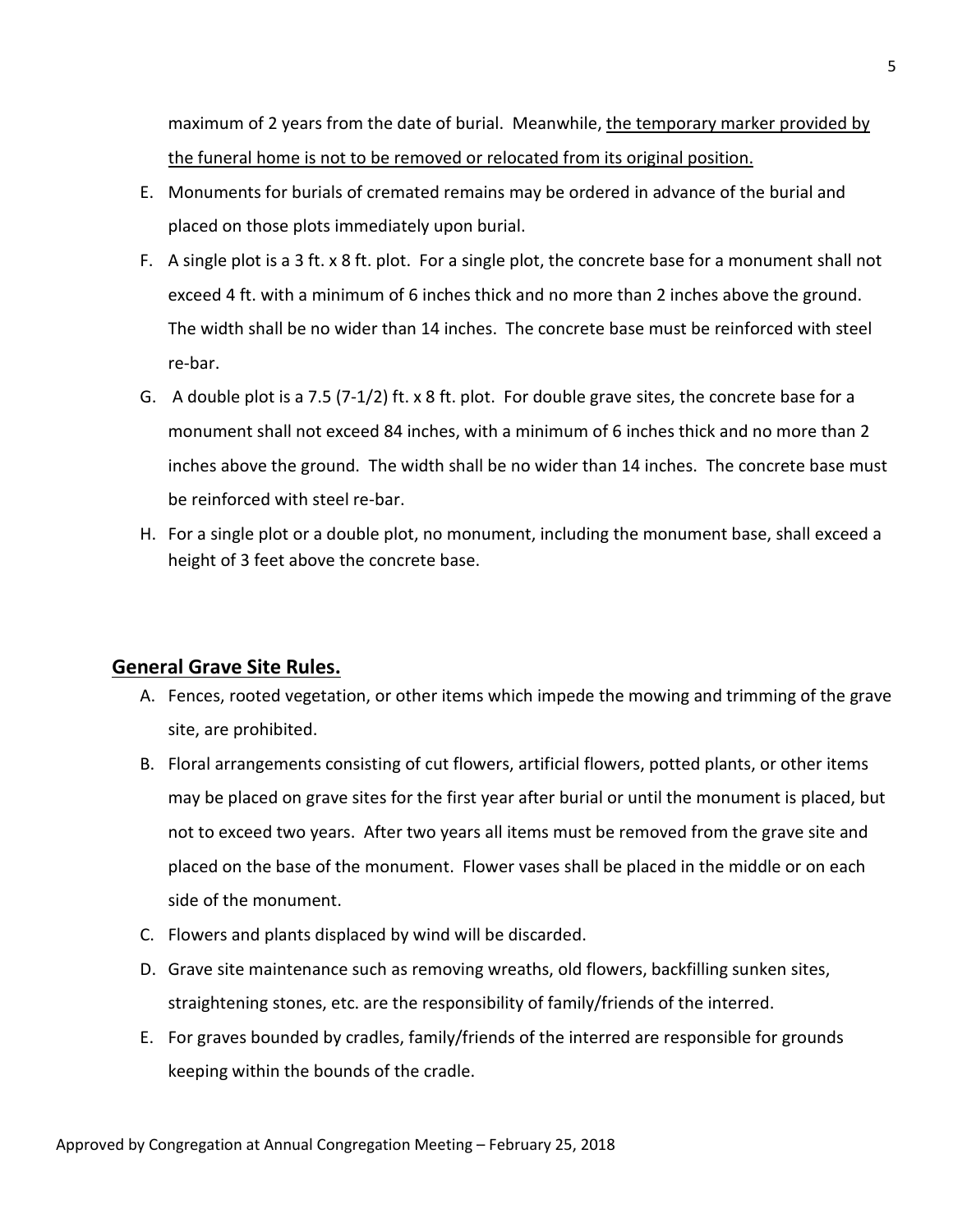maximum of 2 years from the date of burial. Meanwhile, <u>the temporary marker provided by the funeral home is not to be removed or relocated from its original position.</u>

E. Monuments for burials of cremated remains may be ordered in advance of the burial and placed on those plots immediately upon burial.

F. A single plot is a 3 ft. x 8 ft. plot. For a single plot, the concrete base for a monument shall not exceed 4 ft. with a minimum of 6 inches thick and no more than 2 inches above the ground. The width shall be no wider than 14 inches. The concrete base must be reinforced with steel re-bar.

G. A double plot is a 7.5 (7-1/2) ft. x 8 ft. plot. For double grave sites, the concrete base for a monument shall not exceed 84 inches, with a minimum of 6 inches thick and no more than 2 inches above the ground. The width shall be no wider than 14 inches. The concrete base must be reinforced with steel re-bar.

H. For a single plot or a double plot, no monument, including the monument base, shall exceed a height of 3 feet above the concrete base.

## General Grave Site Rules.

A. Fences, rooted vegetation, or other items which impede the mowing and trimming of the grave site, are prohibited.

B. Floral arrangements consisting of cut flowers, artificial flowers, potted plants, or other items may be placed on grave sites for the first year after burial or until the monument is placed, but not to exceed two years. After two years all items must be removed from the grave site and placed on the base of the monument. Flower vases shall be placed in the middle or on each side of the monument.

C. Flowers and plants displaced by wind will be discarded.

D. Grave site maintenance such as removing wreaths, old flowers, backfilling sunken sites, straightening stones, etc. are the responsibility of family/friends of the interred.

E. For graves bounded by cradles, family/friends of the interred are responsible for grounds keeping within the bounds of the cradle.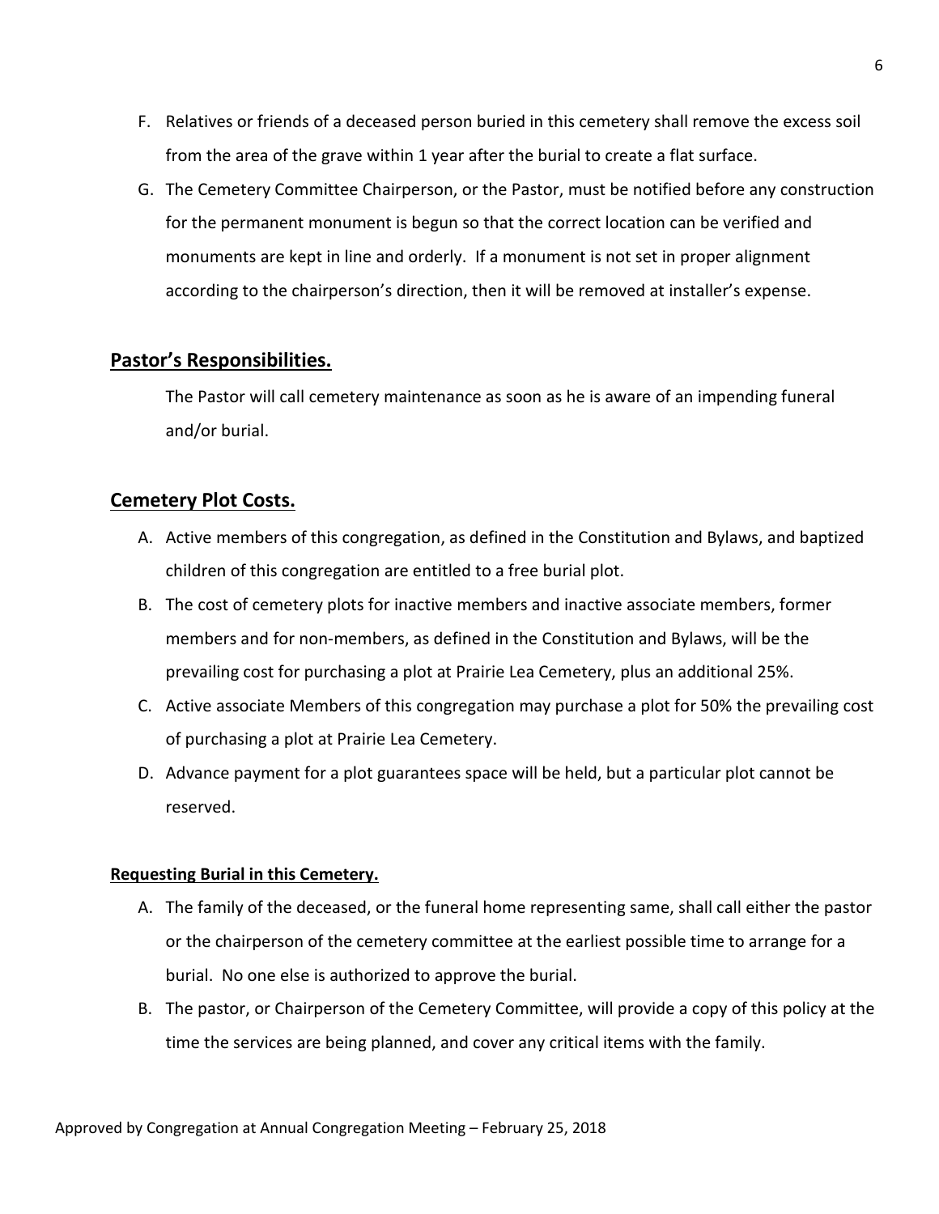F. Relatives or friends of a deceased person buried in this cemetery shall remove the excess soil from the area of the grave within 1 year after the burial to create a flat surface.

G. The Cemetery Committee Chairperson, or the Pastor, must be notified before any construction for the permanent monument is begun so that the correct location can be verified and monuments are kept in line and orderly. If a monument is not set in proper alignment according to the chairperson's direction, then it will be removed at installer's expense.

## Pastor's Responsibilities.

The Pastor will call cemetery maintenance as soon as he is aware of an impending funeral and/or burial.

## Cemetery Plot Costs.

A. Active members of this congregation, as defined in the Constitution and Bylaws, and baptized children of this congregation are entitled to a free burial plot.

B. The cost of cemetery plots for inactive members and inactive associate members, former members and for non-members, as defined in the Constitution and Bylaws, will be the prevailing cost for purchasing a plot at Prairie Lea Cemetery, plus an additional 25%.

C. Active associate Members of this congregation may purchase a plot for 50% the prevailing cost of purchasing a plot at Prairie Lea Cemetery.

D. Advance payment for a plot guarantees space will be held, but a particular plot cannot be reserved.

### Requesting Burial in this Cemetery.

A. The family of the deceased, or the funeral home representing same, shall call either the pastor or the chairperson of the cemetery committee at the earliest possible time to arrange for a burial. No one else is authorized to approve the burial.

B. The pastor, or Chairperson of the Cemetery Committee, will provide a copy of this policy at the time the services are being planned, and cover any critical items with the family.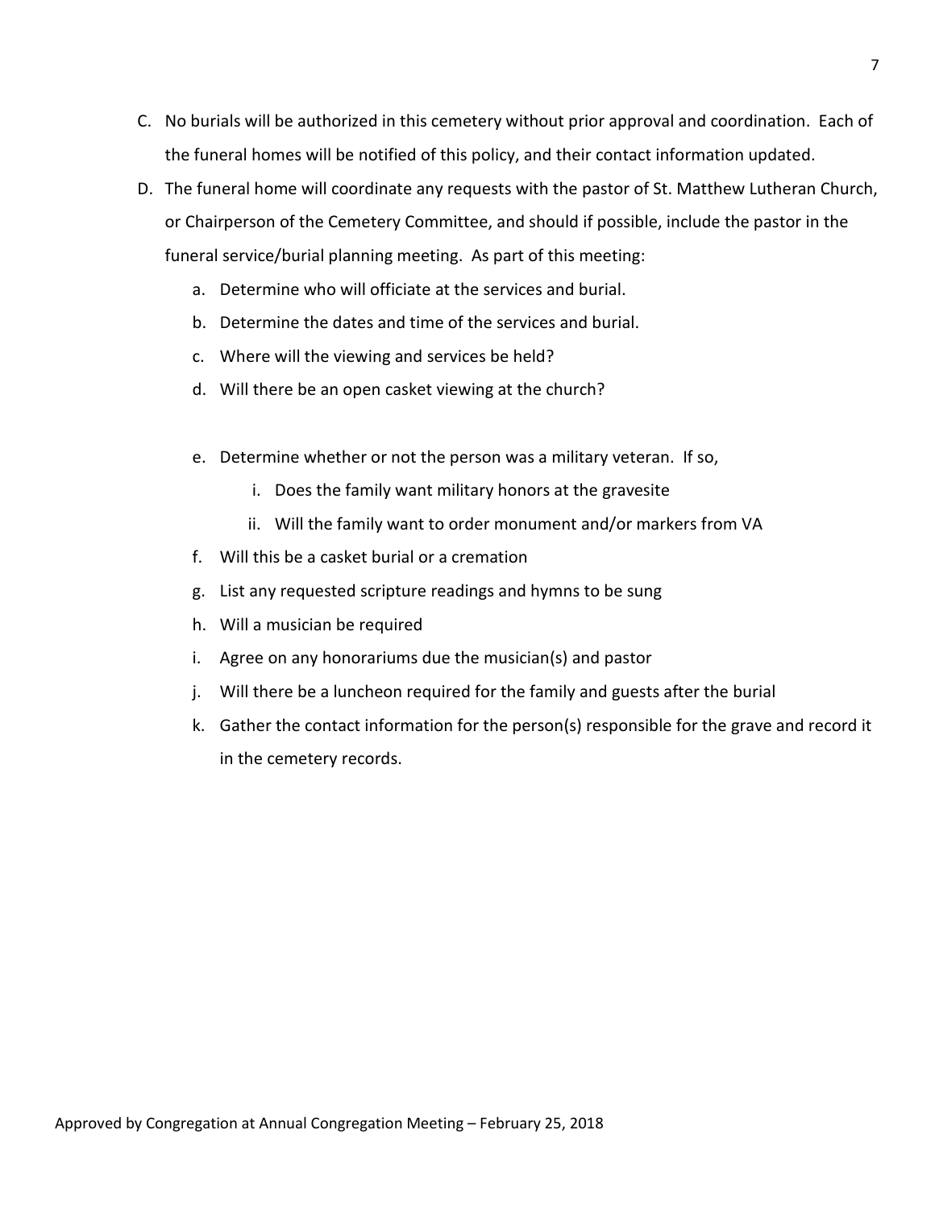C. No burials will be authorized in this cemetery without prior approval and coordination. Each of the funeral homes will be notified of this policy, and their contact information updated.

D. The funeral home will coordinate any requests with the pastor of St. Matthew Lutheran Church, or Chairperson of the Cemetery Committee, and should if possible, include the pastor in the funeral service/burial planning meeting. As part of this meeting:

   a. Determine who will officiate at the services and burial.
   b. Determine the dates and time of the services and burial.
   c. Where will the viewing and services be held?
   d. Will there be an open casket viewing at the church?
   e. Determine whether or not the person was a military veteran. If so,
      i. Does the family want military honors at the gravesite
      ii. Will the family want to order monument and/or markers from VA
   f. Will this be a casket burial or a cremation
   g. List any requested scripture readings and hymns to be sung
   h. Will a musician be required
   i. Agree on any honorariums due the musician(s) and pastor
   j. Will there be a luncheon required for the family and guests after the burial
   k. Gather the contact information for the person(s) responsible for the grave and record it in the cemetery records.

Approved by Congregation at Annual Congregation Meeting – February 25, 2018